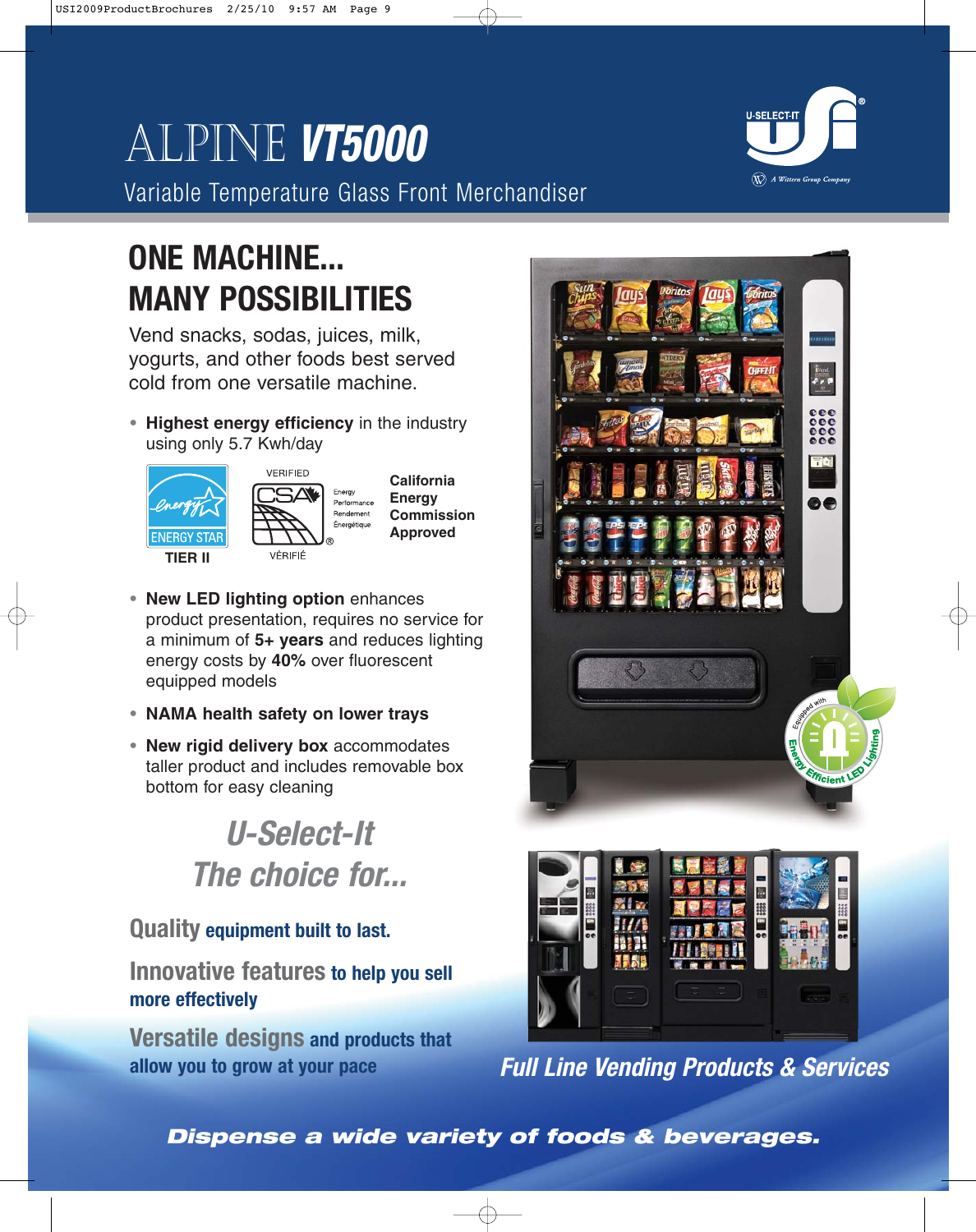# ALPINE ***VT5000***

Variable Temperature Glass Front Merchandiser

U-SELECT-IT

A Wittern Group Company

## ONE MACHINE... MANY POSSIBILITIES

Vend snacks, sodas, juices, milk, yogurts, and other foods best served cold from one versatile machine.

- **Highest energy efficiency** in the industry using only 5.7 Kwh/day

ENERGY STAR TIER II

VERIFIED CSA Energy Performance Rendement Énergétique VÉRIFIÉ

**California Energy Commission Approved**

- **New LED lighting option** enhances product presentation, requires no service for a minimum of **5+ years** and reduces lighting energy costs by **40%** over fluorescent equipped models
- **NAMA health safety on lower trays**
- **New rigid delivery box** accommodates taller product and includes removable box bottom for easy cleaning

Equipped with Energy Efficient LED Lighting

### *U-Select-It The choice for...*

**Quality equipment built to last.**

**Innovative features to help you sell more effectively**

**Versatile designs and products that allow you to grow at your pace**

***Full Line Vending Products & Services***

***Dispense a wide variety of foods & beverages.***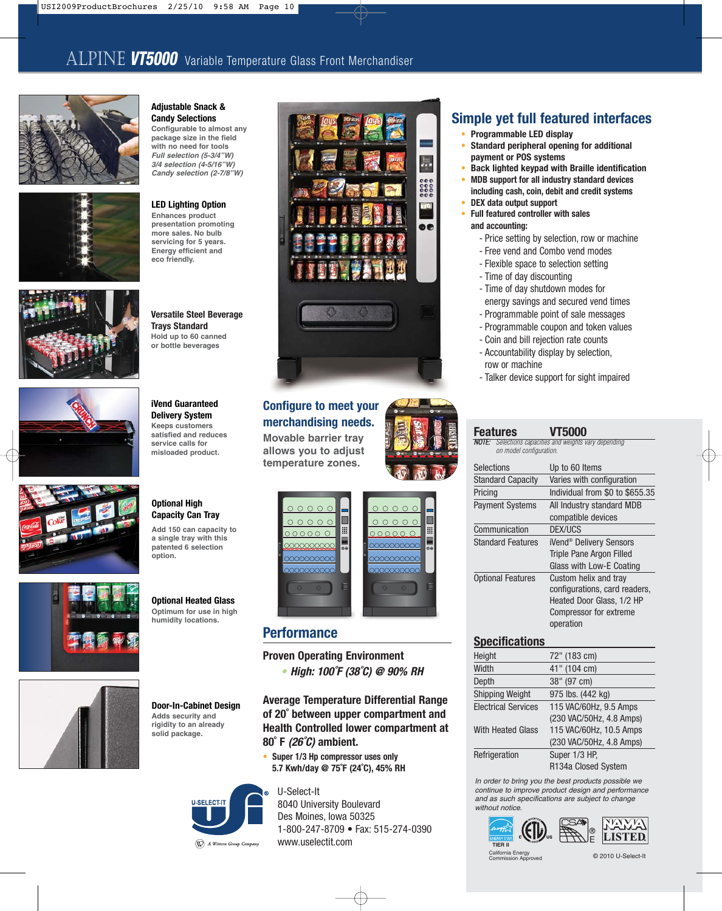# ALPINE VT5000 Variable Temperature Glass Front Merchandiser

**Adjustable Snack & Candy Selections**
Configurable to almost any package size in the field with no need for tools
*Full selection (5-3/4"W)*
*3/4 selection (4-5/16"W)*
*Candy selection (2-7/8"W)*

**LED Lighting Option**
Enhances product presentation promoting more sales. No bulb servicing for 5 years. Energy efficient and eco friendly.

**Versatile Steel Beverage Trays Standard**
Hold up to 60 canned or bottle beverages

**iVend Guaranteed Delivery System**
Keeps customers satisfied and reduces service calls for misloaded product.

**Optional High Capacity Can Tray**
Add 150 can capacity to a single tray with this patented 6 selection option.

**Optional Heated Glass**
Optimum for use in high humidity locations.

**Door-In-Cabinet Design**
Adds security and rigidity to an already solid package.

## Configure to meet your merchandising needs.

Movable barrier tray allows you to adjust temperature zones.

## Performance

**Proven Operating Environment**

- ***High: 100˚F (38˚C) @ 90% RH***

**Average Temperature Differential Range of 20˚ between upper compartment and Health Controlled lower compartment at 80˚ F *(26˚C)* ambient.**

- **Super 1/3 Hp compressor uses only 5.7 Kwh/day @ 75˚F (24˚C), 45% RH**

U-Select-It
8040 University Boulevard
Des Moines, Iowa 50325
1-800-247-8709 • Fax: 515-274-0390
www.uselectit.com

A Wittern Group Company

## Simple yet full featured interfaces

- **Programmable LED display**
- **Standard peripheral opening for additional payment or POS systems**
- **Back lighted keypad with Braille identification**
- **MDB support for all industry standard devices including cash, coin, debit and credit systems**
- **DEX data output support**
- **Full featured controller with sales and accounting:**
  - Price setting by selection, row or machine
  - Free vend and Combo vend modes
  - Flexible space to selection setting
  - Time of day discounting
  - Time of day shutdown modes for energy savings and secured vend times
  - Programmable point of sale messages
  - Programmable coupon and token values
  - Coin and bill rejection rate counts
  - Accountability display by selection, row or machine
  - Talker device support for sight impaired

## Features VT5000

*NOTE: Selections capacities and weights vary depending on model configuration.*

| | |
|---|---|
| Selections | Up to 60 Items |
| Standard Capacity | Varies with configuration |
| Pricing | Individual from $0 to $655.35 |
| Payment Systems | All Industry standard MDB compatible devices |
| Communication | DEX/UCS |
| Standard Features | iVend® Delivery Sensors Triple Pane Argon Filled Glass with Low-E Coating |
| Optional Features | Custom helix and tray configurations, card readers, Heated Door Glass, 1/2 HP Compressor for extreme operation |

## Specifications

| | |
|---|---|
| Height | 72" (183 cm) |
| Width | 41" (104 cm) |
| Depth | 38" (97 cm) |
| Shipping Weight | 975 lbs. (442 kg) |
| Electrical Services | 115 VAC/60Hz, 9.5 Amps (230 VAC/50Hz, 4.8 Amps) |
| With Heated Glass | 115 VAC/60Hz, 10.5 Amps (230 VAC/50Hz, 4.8 Amps) |
| Refrigeration | Super 1/3 HP, R134a Closed System |

*In order to bring you the best products possible we continue to improve product design and performance and as such specifications are subject to change without notice.*

TIER II
California Energy Commission Approved

© 2010 U-Select-It